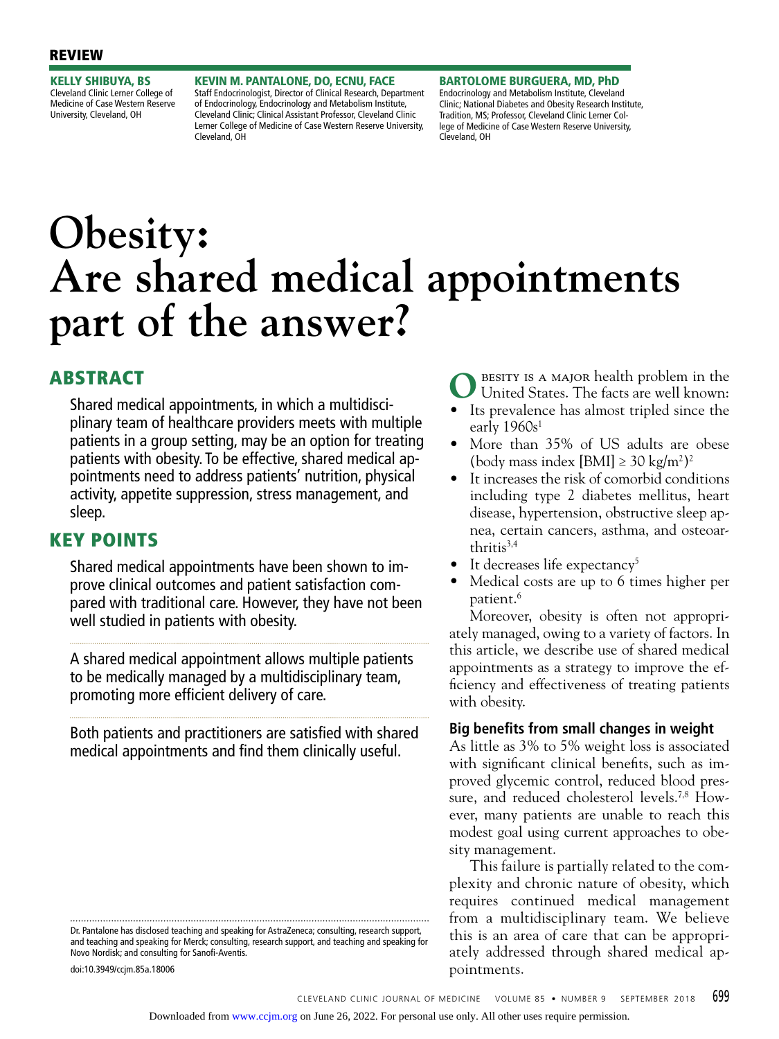REVIEW

**KELLY SHIBUYA, BS**
Cleveland Clinic Lerner College of Medicine of Case Western Reserve University, Cleveland, OH

**KEVIN M. PANTALONE, DO, ECNU, FACE**
Staff Endocrinologist, Director of Clinical Research, Department of Endocrinology, Endocrinology and Metabolism Institute, Cleveland Clinic; Clinical Assistant Professor, Cleveland Clinic Lerner College of Medicine of Case Western Reserve University, Cleveland, OH

**BARTOLOME BURGUERA, MD, PhD**
Endocrinology and Metabolism Institute, Cleveland Clinic; National Diabetes and Obesity Research Institute, Tradition, MS; Professor, Cleveland Clinic Lerner College of Medicine of Case Western Reserve University, Cleveland, OH

# Obesity: Are shared medical appointments part of the answer?

## ABSTRACT

Shared medical appointments, in which a multidisciplinary team of healthcare providers meets with multiple patients in a group setting, may be an option for treating patients with obesity. To be effective, shared medical appointments need to address patients' nutrition, physical activity, appetite suppression, stress management, and sleep.

## KEY POINTS

Shared medical appointments have been shown to improve clinical outcomes and patient satisfaction compared with traditional care. However, they have not been well studied in patients with obesity.

A shared medical appointment allows multiple patients to be medically managed by a multidisciplinary team, promoting more efficient delivery of care.

Both patients and practitioners are satisfied with shared medical appointments and find them clinically useful.

Dr. Pantalone has disclosed teaching and speaking for AstraZeneca; consulting, research support, and teaching and speaking for Merck; consulting, research support, and teaching and speaking for Novo Nordisk; and consulting for Sanofi-Aventis.

doi:10.3949/ccjm.85a.18006

Obesity is a major health problem in the United States. The facts are well known:

- Its prevalence has almost tripled since the early 1960s[1]
- More than 35% of US adults are obese (body mass index [BMI] ≥ 30 kg/m$^2$)[2]
- It increases the risk of comorbid conditions including type 2 diabetes mellitus, heart disease, hypertension, obstructive sleep apnea, certain cancers, asthma, and osteoarthritis[3,4]
- It decreases life expectancy[5]
- Medical costs are up to 6 times higher per patient.[6]

Moreover, obesity is often not appropriately managed, owing to a variety of factors. In this article, we describe use of shared medical appointments as a strategy to improve the efficiency and effectiveness of treating patients with obesity.

### Big benefits from small changes in weight

As little as 3% to 5% weight loss is associated with significant clinical benefits, such as improved glycemic control, reduced blood pressure, and reduced cholesterol levels.[7,8] However, many patients are unable to reach this modest goal using current approaches to obesity management.

This failure is partially related to the complexity and chronic nature of obesity, which requires continued medical management from a multidisciplinary team. We believe this is an area of care that can be appropriately addressed through shared medical appointments.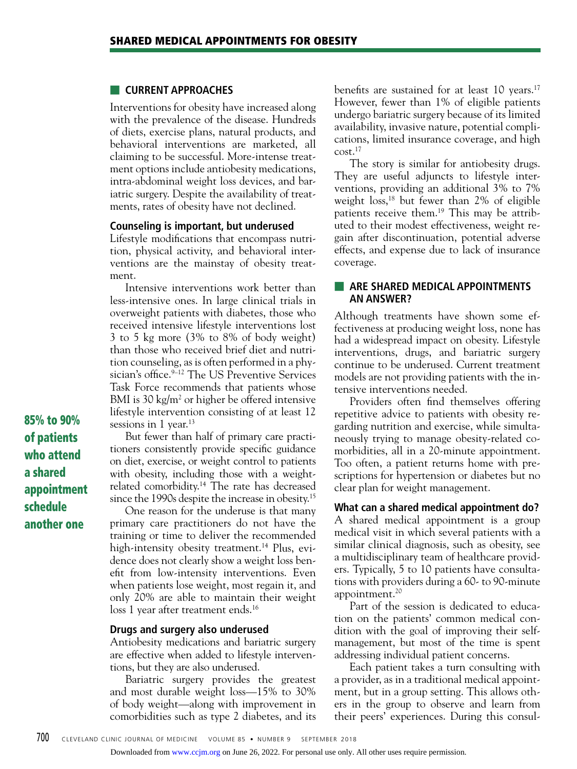## CURRENT APPROACHES

Interventions for obesity have increased along with the prevalence of the disease. Hundreds of diets, exercise plans, natural products, and behavioral interventions are marketed, all claiming to be successful. More-intense treatment options include antiobesity medications, intra-abdominal weight loss devices, and bariatric surgery. Despite the availability of treatments, rates of obesity have not declined.

### Counseling is important, but underused

Lifestyle modifications that encompass nutrition, physical activity, and behavioral interventions are the mainstay of obesity treatment.

Intensive interventions work better than less-intensive ones. In large clinical trials in overweight patients with diabetes, those who received intensive lifestyle interventions lost 3 to 5 kg more (3% to 8% of body weight) than those who received brief diet and nutrition counseling, as is often performed in a physician's office.[9–12] The US Preventive Services Task Force recommends that patients whose BMI is 30 $kg/m^2$ or higher be offered intensive lifestyle intervention consisting of at least 12 sessions in 1 year.[13]

**85% to 90% of patients who attend a shared appointment schedule another one**

But fewer than half of primary care practitioners consistently provide specific guidance on diet, exercise, or weight control to patients with obesity, including those with a weight-related comorbidity.[14] The rate has decreased since the 1990s despite the increase in obesity.[15]

One reason for the underuse is that many primary care practitioners do not have the training or time to deliver the recommended high-intensity obesity treatment.[14] Plus, evidence does not clearly show a weight loss benefit from low-intensity interventions. Even when patients lose weight, most regain it, and only 20% are able to maintain their weight loss 1 year after treatment ends.[16]

### Drugs and surgery also underused

Antiobesity medications and bariatric surgery are effective when added to lifestyle interventions, but they are also underused.

Bariatric surgery provides the greatest and most durable weight loss—15% to 30% of body weight—along with improvement in comorbidities such as type 2 diabetes, and its benefits are sustained for at least 10 years.[17] However, fewer than 1% of eligible patients undergo bariatric surgery because of its limited availability, invasive nature, potential complications, limited insurance coverage, and high cost.[17]

The story is similar for antiobesity drugs. They are useful adjuncts to lifestyle interventions, providing an additional 3% to 7% weight loss,[18] but fewer than 2% of eligible patients receive them.[19] This may be attributed to their modest effectiveness, weight regain after discontinuation, potential adverse effects, and expense due to lack of insurance coverage.

## ARE SHARED MEDICAL APPOINTMENTS AN ANSWER?

Although treatments have shown some effectiveness at producing weight loss, none has had a widespread impact on obesity. Lifestyle interventions, drugs, and bariatric surgery continue to be underused. Current treatment models are not providing patients with the intensive interventions needed.

Providers often find themselves offering repetitive advice to patients with obesity regarding nutrition and exercise, while simultaneously trying to manage obesity-related comorbidities, all in a 20-minute appointment. Too often, a patient returns home with prescriptions for hypertension or diabetes but no clear plan for weight management.

### What can a shared medical appointment do?

A shared medical appointment is a group medical visit in which several patients with a similar clinical diagnosis, such as obesity, see a multidisciplinary team of healthcare providers. Typically, 5 to 10 patients have consultations with providers during a 60- to 90-minute appointment.[20]

Part of the session is dedicated to education on the patients' common medical condition with the goal of improving their self-management, but most of the time is spent addressing individual patient concerns.

Each patient takes a turn consulting with a provider, as in a traditional medical appointment, but in a group setting. This allows others in the group to observe and learn from their peers' experiences. During this consul-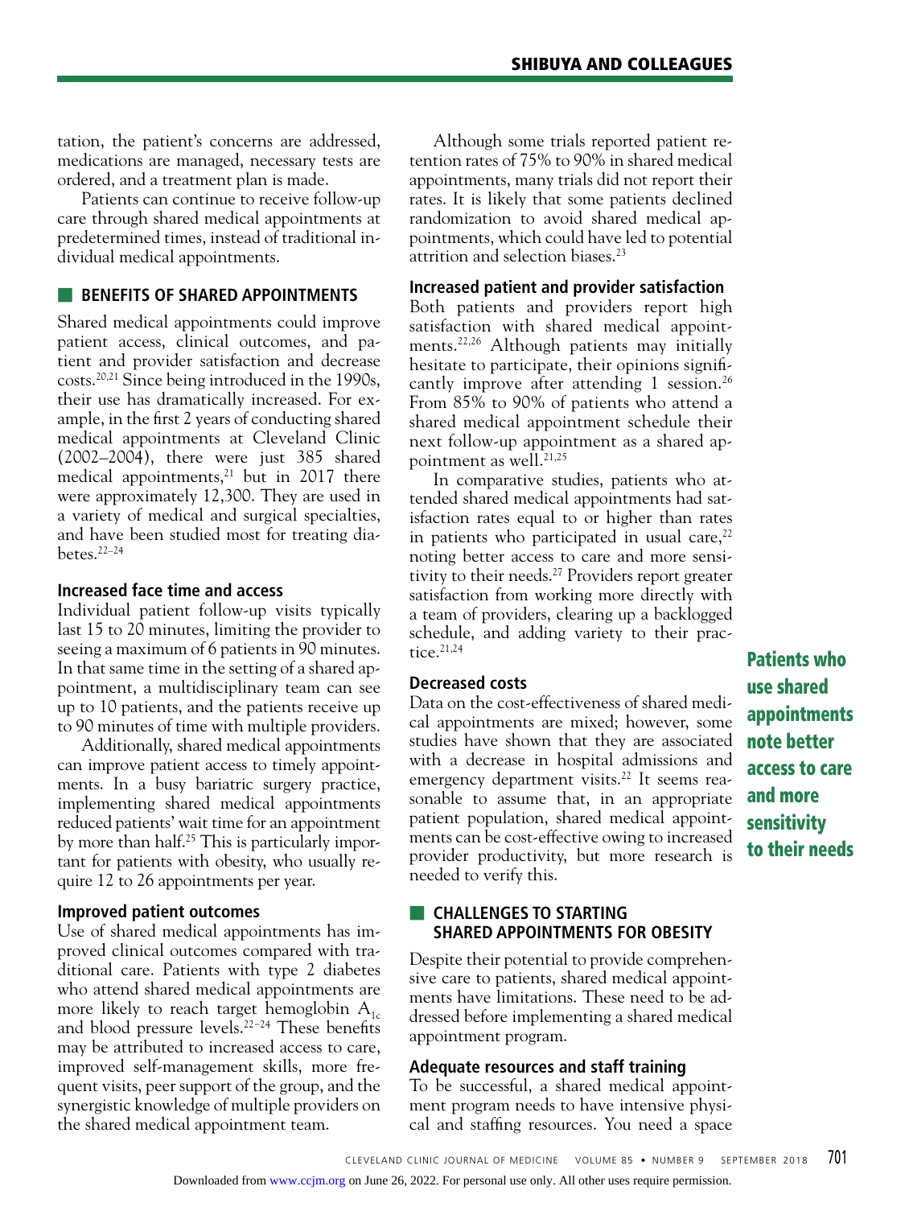tation, the patient's concerns are addressed, medications are managed, necessary tests are ordered, and a treatment plan is made.

Patients can continue to receive follow-up care through shared medical appointments at predetermined times, instead of traditional individual medical appointments.

## BENEFITS OF SHARED APPOINTMENTS

Shared medical appointments could improve patient access, clinical outcomes, and patient and provider satisfaction and decrease costs.[20,21] Since being introduced in the 1990s, their use has dramatically increased. For example, in the first 2 years of conducting shared medical appointments at Cleveland Clinic (2002–2004), there were just 385 shared medical appointments,[21] but in 2017 there were approximately 12,300. They are used in a variety of medical and surgical specialties, and have been studied most for treating diabetes.[22–24]

### Increased face time and access

Individual patient follow-up visits typically last 15 to 20 minutes, limiting the provider to seeing a maximum of 6 patients in 90 minutes. In that same time in the setting of a shared appointment, a multidisciplinary team can see up to 10 patients, and the patients receive up to 90 minutes of time with multiple providers.

Additionally, shared medical appointments can improve patient access to timely appointments. In a busy bariatric surgery practice, implementing shared medical appointments reduced patients' wait time for an appointment by more than half.[25] This is particularly important for patients with obesity, who usually require 12 to 26 appointments per year.

### Improved patient outcomes

Use of shared medical appointments has improved clinical outcomes compared with traditional care. Patients with type 2 diabetes who attend shared medical appointments are more likely to reach target hemoglobin $A_{1c}$ and blood pressure levels.[22–24] These benefits may be attributed to increased access to care, improved self-management skills, more frequent visits, peer support of the group, and the synergistic knowledge of multiple providers on the shared medical appointment team.

Although some trials reported patient retention rates of 75% to 90% in shared medical appointments, many trials did not report their rates. It is likely that some patients declined randomization to avoid shared medical appointments, which could have led to potential attrition and selection biases.[23]

### Increased patient and provider satisfaction

Both patients and providers report high satisfaction with shared medical appointments.[22,26] Although patients may initially hesitate to participate, their opinions significantly improve after attending 1 session.[26] From 85% to 90% of patients who attend a shared medical appointment schedule their next follow-up appointment as a shared appointment as well.[21,25]

In comparative studies, patients who attended shared medical appointments had satisfaction rates equal to or higher than rates in patients who participated in usual care,[22] noting better access to care and more sensitivity to their needs.[27] Providers report greater satisfaction from working more directly with a team of providers, clearing up a backlogged schedule, and adding variety to their practice.[21,24]

**Patients who use shared appointments note better access to care and more sensitivity to their needs**

### Decreased costs

Data on the cost-effectiveness of shared medical appointments are mixed; however, some studies have shown that they are associated with a decrease in hospital admissions and emergency department visits.[22] It seems reasonable to assume that, in an appropriate patient population, shared medical appointments can be cost-effective owing to increased provider productivity, but more research is needed to verify this.

## CHALLENGES TO STARTING SHARED APPOINTMENTS FOR OBESITY

Despite their potential to provide comprehensive care to patients, shared medical appointments have limitations. These need to be addressed before implementing a shared medical appointment program.

### Adequate resources and staff training

To be successful, a shared medical appointment program needs to have intensive physical and staffing resources. You need a space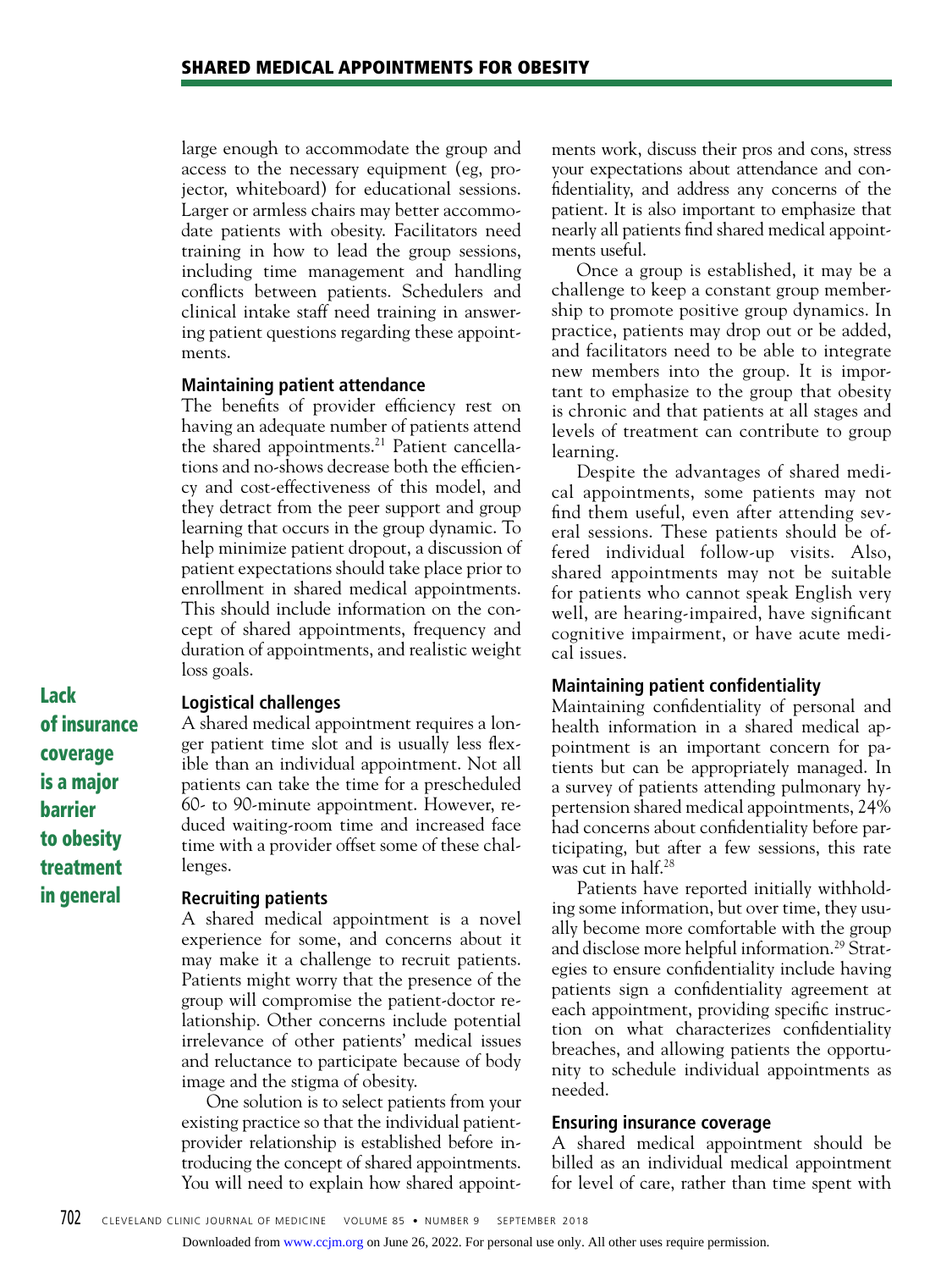large enough to accommodate the group and access to the necessary equipment (eg, projector, whiteboard) for educational sessions. Larger or armless chairs may better accommodate patients with obesity. Facilitators need training in how to lead the group sessions, including time management and handling conflicts between patients. Schedulers and clinical intake staff need training in answering patient questions regarding these appointments.

### Maintaining patient attendance

The benefits of provider efficiency rest on having an adequate number of patients attend the shared appointments.[21] Patient cancellations and no-shows decrease both the efficiency and cost-effectiveness of this model, and they detract from the peer support and group learning that occurs in the group dynamic. To help minimize patient dropout, a discussion of patient expectations should take place prior to enrollment in shared medical appointments. This should include information on the concept of shared appointments, frequency and duration of appointments, and realistic weight loss goals.

**Lack of insurance coverage is a major barrier to obesity treatment in general**

### Logistical challenges

A shared medical appointment requires a longer patient time slot and is usually less flexible than an individual appointment. Not all patients can take the time for a prescheduled 60- to 90-minute appointment. However, reduced waiting-room time and increased face time with a provider offset some of these challenges.

### Recruiting patients

A shared medical appointment is a novel experience for some, and concerns about it may make it a challenge to recruit patients. Patients might worry that the presence of the group will compromise the patient-doctor relationship. Other concerns include potential irrelevance of other patients' medical issues and reluctance to participate because of body image and the stigma of obesity.

One solution is to select patients from your existing practice so that the individual patient-provider relationship is established before introducing the concept of shared appointments. You will need to explain how shared appointments work, discuss their pros and cons, stress your expectations about attendance and confidentiality, and address any concerns of the patient. It is also important to emphasize that nearly all patients find shared medical appointments useful.

Once a group is established, it may be a challenge to keep a constant group membership to promote positive group dynamics. In practice, patients may drop out or be added, and facilitators need to be able to integrate new members into the group. It is important to emphasize to the group that obesity is chronic and that patients at all stages and levels of treatment can contribute to group learning.

Despite the advantages of shared medical appointments, some patients may not find them useful, even after attending several sessions. These patients should be offered individual follow-up visits. Also, shared appointments may not be suitable for patients who cannot speak English very well, are hearing-impaired, have significant cognitive impairment, or have acute medical issues.

### Maintaining patient confidentiality

Maintaining confidentiality of personal and health information in a shared medical appointment is an important concern for patients but can be appropriately managed. In a survey of patients attending pulmonary hypertension shared medical appointments, 24% had concerns about confidentiality before participating, but after a few sessions, this rate was cut in half.[28]

Patients have reported initially withholding some information, but over time, they usually become more comfortable with the group and disclose more helpful information.[29] Strategies to ensure confidentiality include having patients sign a confidentiality agreement at each appointment, providing specific instruction on what characterizes confidentiality breaches, and allowing patients the opportunity to schedule individual appointments as needed.

### Ensuring insurance coverage

A shared medical appointment should be billed as an individual medical appointment for level of care, rather than time spent with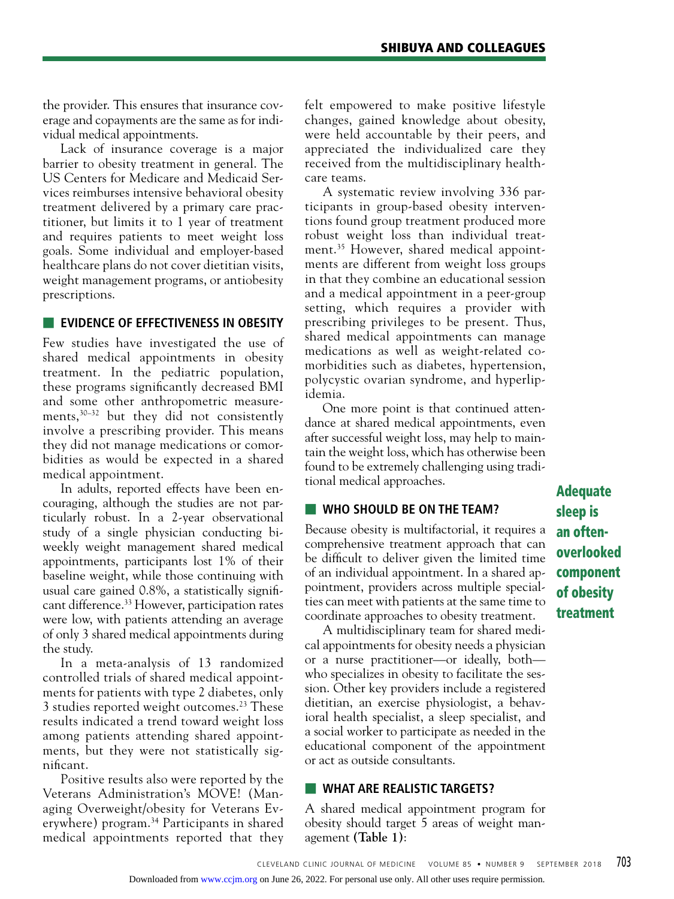the provider. This ensures that insurance coverage and copayments are the same as for individual medical appointments.

Lack of insurance coverage is a major barrier to obesity treatment in general. The US Centers for Medicare and Medicaid Services reimburses intensive behavioral obesity treatment delivered by a primary care practitioner, but limits it to 1 year of treatment and requires patients to meet weight loss goals. Some individual and employer-based healthcare plans do not cover dietitian visits, weight management programs, or antiobesity prescriptions.

## EVIDENCE OF EFFECTIVENESS IN OBESITY

Few studies have investigated the use of shared medical appointments in obesity treatment. In the pediatric population, these programs significantly decreased BMI and some other anthropometric measurements,[30–32] but they did not consistently involve a prescribing provider. This means they did not manage medications or comorbidities as would be expected in a shared medical appointment.

In adults, reported effects have been encouraging, although the studies are not particularly robust. In a 2-year observational study of a single physician conducting biweekly weight management shared medical appointments, participants lost 1% of their baseline weight, while those continuing with usual care gained 0.8%, a statistically significant difference.[33] However, participation rates were low, with patients attending an average of only 3 shared medical appointments during the study.

In a meta-analysis of 13 randomized controlled trials of shared medical appointments for patients with type 2 diabetes, only 3 studies reported weight outcomes.[23] These results indicated a trend toward weight loss among patients attending shared appointments, but they were not statistically significant.

Positive results also were reported by the Veterans Administration's MOVE! (Managing Overweight/obesity for Veterans Everywhere) program.[34] Participants in shared medical appointments reported that they felt empowered to make positive lifestyle changes, gained knowledge about obesity, were held accountable by their peers, and appreciated the individualized care they received from the multidisciplinary healthcare teams.

A systematic review involving 336 participants in group-based obesity interventions found group treatment produced more robust weight loss than individual treatment.[35] However, shared medical appointments are different from weight loss groups in that they combine an educational session and a medical appointment in a peer-group setting, which requires a provider with prescribing privileges to be present. Thus, shared medical appointments can manage medications as well as weight-related comorbidities such as diabetes, hypertension, polycystic ovarian syndrome, and hyperlipidemia.

One more point is that continued attendance at shared medical appointments, even after successful weight loss, may help to maintain the weight loss, which has otherwise been found to be extremely challenging using traditional medical approaches.

**Adequate sleep is an often-overlooked component of obesity treatment**

## WHO SHOULD BE ON THE TEAM?

Because obesity is multifactorial, it requires a comprehensive treatment approach that can be difficult to deliver given the limited time of an individual appointment. In a shared appointment, providers across multiple specialties can meet with patients at the same time to coordinate approaches to obesity treatment.

A multidisciplinary team for shared medical appointments for obesity needs a physician or a nurse practitioner—or ideally, both—who specializes in obesity to facilitate the session. Other key providers include a registered dietitian, an exercise physiologist, a behavioral health specialist, a sleep specialist, and a social worker to participate as needed in the educational component of the appointment or act as outside consultants.

## WHAT ARE REALISTIC TARGETS?

A shared medical appointment program for obesity should target 5 areas of weight management **(Table 1)**: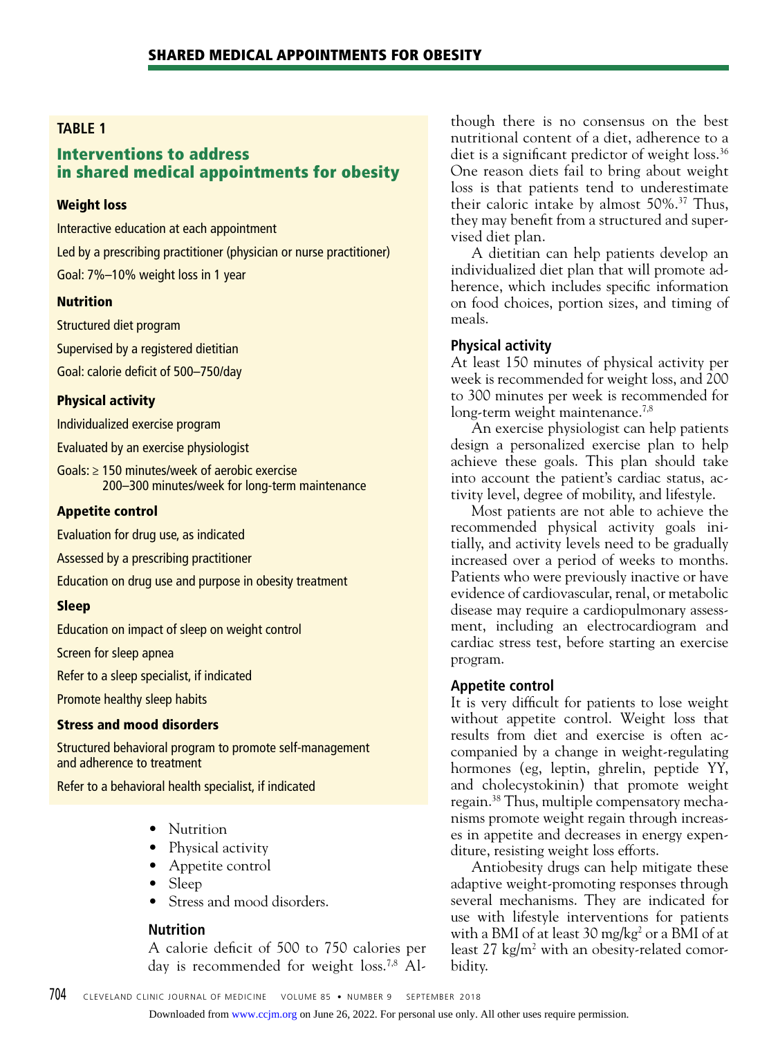**TABLE 1**

**Interventions to address in shared medical appointments for obesity**

**Weight loss**

Interactive education at each appointment

Led by a prescribing practitioner (physician or nurse practitioner)

Goal: 7%–10% weight loss in 1 year

**Nutrition**

Structured diet program

Supervised by a registered dietitian

Goal: calorie deficit of 500–750/day

**Physical activity**

Individualized exercise program

Evaluated by an exercise physiologist

Goals: ≥ 150 minutes/week of aerobic exercise
200–300 minutes/week for long-term maintenance

**Appetite control**

Evaluation for drug use, as indicated

Assessed by a prescribing practitioner

Education on drug use and purpose in obesity treatment

**Sleep**

Education on impact of sleep on weight control

Screen for sleep apnea

Refer to a sleep specialist, if indicated

Promote healthy sleep habits

**Stress and mood disorders**

Structured behavioral program to promote self-management and adherence to treatment

Refer to a behavioral health specialist, if indicated

- Nutrition
- Physical activity
- Appetite control
- Sleep
- Stress and mood disorders.

## Nutrition

A calorie deficit of 500 to 750 calories per day is recommended for weight loss.[7,8] Although there is no consensus on the best nutritional content of a diet, adherence to a diet is a significant predictor of weight loss.[36] One reason diets fail to bring about weight loss is that patients tend to underestimate their caloric intake by almost 50%.[37] Thus, they may benefit from a structured and supervised diet plan.

A dietitian can help patients develop an individualized diet plan that will promote adherence, which includes specific information on food choices, portion sizes, and timing of meals.

## Physical activity

At least 150 minutes of physical activity per week is recommended for weight loss, and 200 to 300 minutes per week is recommended for long-term weight maintenance.[7,8]

An exercise physiologist can help patients design a personalized exercise plan to help achieve these goals. This plan should take into account the patient's cardiac status, activity level, degree of mobility, and lifestyle.

Most patients are not able to achieve the recommended physical activity goals initially, and activity levels need to be gradually increased over a period of weeks to months. Patients who were previously inactive or have evidence of cardiovascular, renal, or metabolic disease may require a cardiopulmonary assessment, including an electrocardiogram and cardiac stress test, before starting an exercise program.

## Appetite control

It is very difficult for patients to lose weight without appetite control. Weight loss that results from diet and exercise is often accompanied by a change in weight-regulating hormones (eg, leptin, ghrelin, peptide YY, and cholecystokinin) that promote weight regain.[38] Thus, multiple compensatory mechanisms promote weight regain through increases in appetite and decreases in energy expenditure, resisting weight loss efforts.

Antiobesity drugs can help mitigate these adaptive weight-promoting responses through several mechanisms. They are indicated for use with lifestyle interventions for patients with a BMI of at least 30 $mg/kg^2$ or a BMI of at least 27 $kg/m^2$ with an obesity-related comorbidity.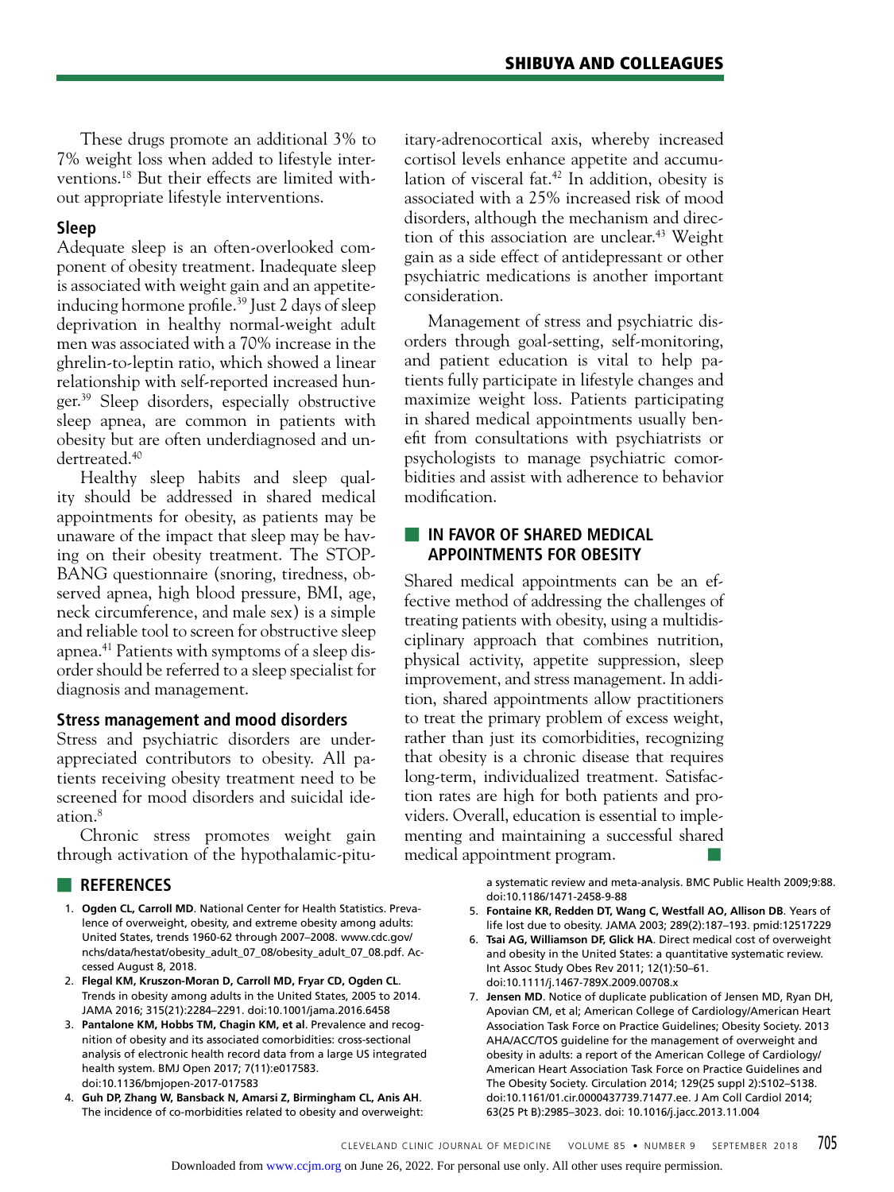These drugs promote an additional 3% to 7% weight loss when added to lifestyle interventions.[18] But their effects are limited without appropriate lifestyle interventions.

### Sleep

Adequate sleep is an often-overlooked component of obesity treatment. Inadequate sleep is associated with weight gain and an appetite-inducing hormone profile.[39] Just 2 days of sleep deprivation in healthy normal-weight adult men was associated with a 70% increase in the ghrelin-to-leptin ratio, which showed a linear relationship with self-reported increased hunger.[39] Sleep disorders, especially obstructive sleep apnea, are common in patients with obesity but are often underdiagnosed and undertreated.[40]

Healthy sleep habits and sleep quality should be addressed in shared medical appointments for obesity, as patients may be unaware of the impact that sleep may be having on their obesity treatment. The STOP-BANG questionnaire (snoring, tiredness, observed apnea, high blood pressure, BMI, age, neck circumference, and male sex) is a simple and reliable tool to screen for obstructive sleep apnea.[41] Patients with symptoms of a sleep disorder should be referred to a sleep specialist for diagnosis and management.

### Stress management and mood disorders

Stress and psychiatric disorders are underappreciated contributors to obesity. All patients receiving obesity treatment need to be screened for mood disorders and suicidal ideation.[8]

Chronic stress promotes weight gain through activation of the hypothalamic-pituitary-adrenocortical axis, whereby increased cortisol levels enhance appetite and accumulation of visceral fat.[42] In addition, obesity is associated with a 25% increased risk of mood disorders, although the mechanism and direction of this association are unclear.[43] Weight gain as a side effect of antidepressant or other psychiatric medications is another important consideration.

Management of stress and psychiatric disorders through goal-setting, self-monitoring, and patient education is vital to help patients fully participate in lifestyle changes and maximize weight loss. Patients participating in shared medical appointments usually benefit from consultations with psychiatrists or psychologists to manage psychiatric comorbidities and assist with adherence to behavior modification.

## IN FAVOR OF SHARED MEDICAL APPOINTMENTS FOR OBESITY

Shared medical appointments can be an effective method of addressing the challenges of treating patients with obesity, using a multidisciplinary approach that combines nutrition, physical activity, appetite suppression, sleep improvement, and stress management. In addition, shared appointments allow practitioners to treat the primary problem of excess weight, rather than just its comorbidities, recognizing that obesity is a chronic disease that requires long-term, individualized treatment. Satisfaction rates are high for both patients and providers. Overall, education is essential to implementing and maintaining a successful shared medical appointment program.

## REFERENCES

1. **Ogden CL, Carroll MD**. National Center for Health Statistics. Prevalence of overweight, obesity, and extreme obesity among adults: United States, trends 1960-62 through 2007–2008. www.cdc.gov/nchs/data/hestat/obesity_adult_07_08/obesity_adult_07_08.pdf. Accessed August 8, 2018.
2. **Flegal KM, Kruszon-Moran D, Carroll MD, Fryar CD, Ogden CL**. Trends in obesity among adults in the United States, 2005 to 2014. JAMA 2016; 315(21):2284–2291. doi:10.1001/jama.2016.6458
3. **Pantalone KM, Hobbs TM, Chagin KM, et al**. Prevalence and recognition of obesity and its associated comorbidities: cross-sectional analysis of electronic health record data from a large US integrated health system. BMJ Open 2017; 7(11):e017583. doi:10.1136/bmjopen-2017-017583
4. **Guh DP, Zhang W, Bansback N, Amarsi Z, Birmingham CL, Anis AH**. The incidence of co-morbidities related to obesity and overweight: a systematic review and meta-analysis. BMC Public Health 2009;9:88. doi:10.1186/1471-2458-9-88
5. **Fontaine KR, Redden DT, Wang C, Westfall AO, Allison DB**. Years of life lost due to obesity. JAMA 2003; 289(2):187–193. pmid:12517229
6. **Tsai AG, Williamson DF, Glick HA**. Direct medical cost of overweight and obesity in the United States: a quantitative systematic review. Int Assoc Study Obes Rev 2011; 12(1):50–61. doi:10.1111/j.1467-789X.2009.00708.x
7. **Jensen MD**. Notice of duplicate publication of Jensen MD, Ryan DH, Apovian CM, et al; American College of Cardiology/American Heart Association Task Force on Practice Guidelines; Obesity Society. 2013 AHA/ACC/TOS guideline for the management of overweight and obesity in adults: a report of the American College of Cardiology/American Heart Association Task Force on Practice Guidelines and The Obesity Society. Circulation 2014; 129(25 suppl 2):S102–S138. doi:10.1161/01.cir.0000437739.71477.ee. J Am Coll Cardiol 2014; 63(25 Pt B):2985–3023. doi: 10.1016/j.jacc.2013.11.004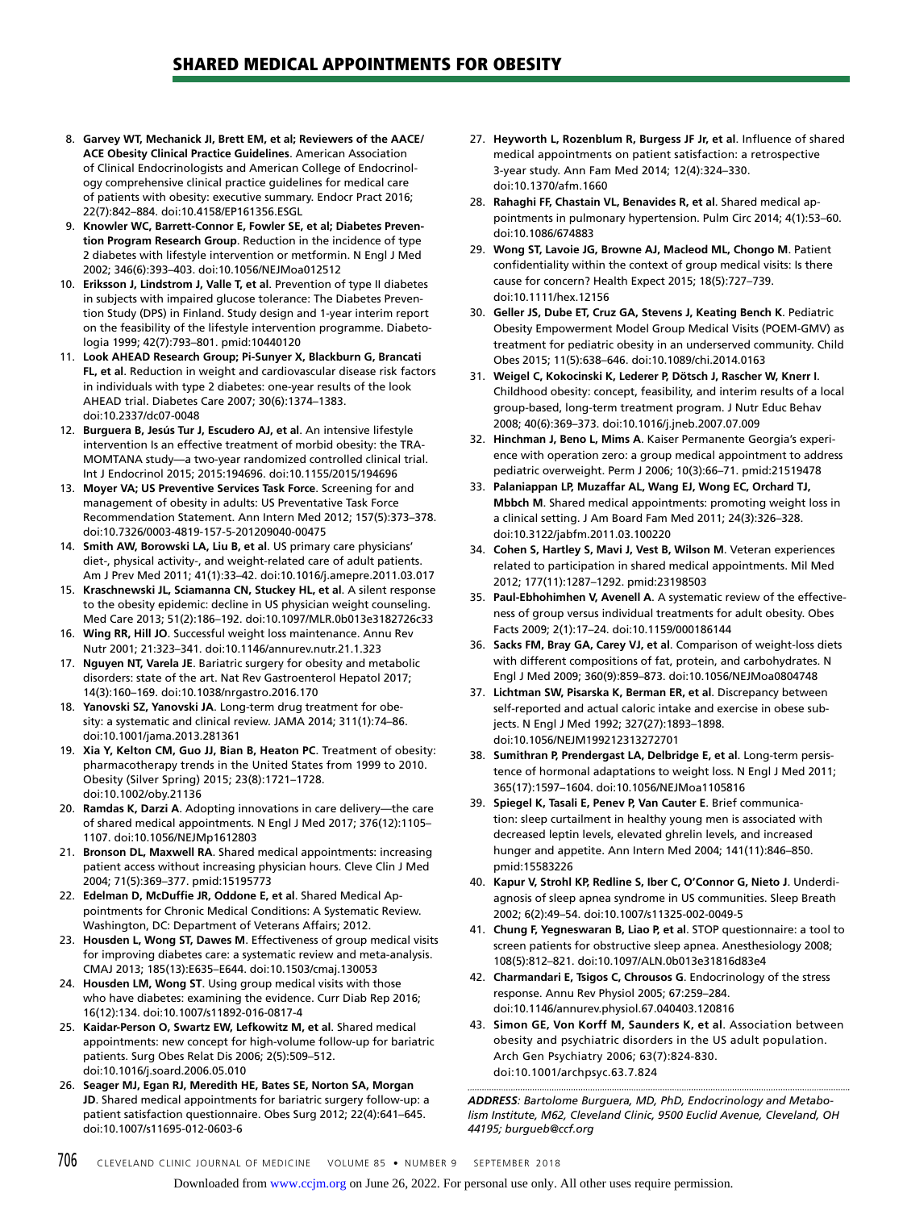8. **Garvey WT, Mechanick JI, Brett EM, et al; Reviewers of the AACE/ACE Obesity Clinical Practice Guidelines**. American Association of Clinical Endocrinologists and American College of Endocrinology comprehensive clinical practice guidelines for medical care of patients with obesity: executive summary. Endocr Pract 2016; 22(7):842–884. doi:10.4158/EP161356.ESGL
9. **Knowler WC, Barrett-Connor E, Fowler SE, et al; Diabetes Prevention Program Research Group**. Reduction in the incidence of type 2 diabetes with lifestyle intervention or metformin. N Engl J Med 2002; 346(6):393–403. doi:10.1056/NEJMoa012512
10. **Eriksson J, Lindstrom J, Valle T, et al**. Prevention of type II diabetes in subjects with impaired glucose tolerance: The Diabetes Prevention Study (DPS) in Finland. Study design and 1-year interim report on the feasibility of the lifestyle intervention programme. Diabetologia 1999; 42(7):793–801. pmid:10440120
11. **Look AHEAD Research Group; Pi-Sunyer X, Blackburn G, Brancati FL, et al**. Reduction in weight and cardiovascular disease risk factors in individuals with type 2 diabetes: one-year results of the look AHEAD trial. Diabetes Care 2007; 30(6):1374–1383. doi:10.2337/dc07-0048
12. **Burguera B, Jesús Tur J, Escudero AJ, et al**. An intensive lifestyle intervention Is an effective treatment of morbid obesity: the TRAMOMTANA study—a two-year randomized controlled clinical trial. Int J Endocrinol 2015; 2015:194696. doi:10.1155/2015/194696
13. **Moyer VA; US Preventive Services Task Force**. Screening for and management of obesity in adults: US Preventative Task Force Recommendation Statement. Ann Intern Med 2012; 157(5):373–378. doi:10.7326/0003-4819-157-5-201209040-00475
14. **Smith AW, Borowski LA, Liu B, et al**. US primary care physicians' diet-, physical activity-, and weight-related care of adult patients. Am J Prev Med 2011; 41(1):33–42. doi:10.1016/j.amepre.2011.03.017
15. **Kraschnewski JL, Sciamanna CN, Stuckey HL, et al**. A silent response to the obesity epidemic: decline in US physician weight counseling. Med Care 2013; 51(2):186–192. doi:10.1097/MLR.0b013e3182726c33
16. **Wing RR, Hill JO**. Successful weight loss maintenance. Annu Rev Nutr 2001; 21:323–341. doi:10.1146/annurev.nutr.21.1.323
17. **Nguyen NT, Varela JE**. Bariatric surgery for obesity and metabolic disorders: state of the art. Nat Rev Gastroenterol Hepatol 2017; 14(3):160–169. doi:10.1038/nrgastro.2016.170
18. **Yanovski SZ, Yanovski JA**. Long-term drug treatment for obesity: a systematic and clinical review. JAMA 2014; 311(1):74–86. doi:10.1001/jama.2013.281361
19. **Xia Y, Kelton CM, Guo JJ, Bian B, Heaton PC**. Treatment of obesity: pharmacotherapy trends in the United States from 1999 to 2010. Obesity (Silver Spring) 2015; 23(8):1721–1728. doi:10.1002/oby.21136
20. **Ramdas K, Darzi A**. Adopting innovations in care delivery—the care of shared medical appointments. N Engl J Med 2017; 376(12):1105–1107. doi:10.1056/NEJMp1612803
21. **Bronson DL, Maxwell RA**. Shared medical appointments: increasing patient access without increasing physician hours. Cleve Clin J Med 2004; 71(5):369–377. pmid:15195773
22. **Edelman D, McDuffie JR, Oddone E, et al**. Shared Medical Appointments for Chronic Medical Conditions: A Systematic Review. Washington, DC: Department of Veterans Affairs; 2012.
23. **Housden L, Wong ST, Dawes M**. Effectiveness of group medical visits for improving diabetes care: a systematic review and meta-analysis. CMAJ 2013; 185(13):E635–E644. doi:10.1503/cmaj.130053
24. **Housden LM, Wong ST**. Using group medical visits with those who have diabetes: examining the evidence. Curr Diab Rep 2016; 16(12):134. doi:10.1007/s11892-016-0817-4
25. **Kaidar-Person O, Swartz EW, Lefkowitz M, et al**. Shared medical appointments: new concept for high-volume follow-up for bariatric patients. Surg Obes Relat Dis 2006; 2(5):509–512. doi:10.1016/j.soard.2006.05.010
26. **Seager MJ, Egan RJ, Meredith HE, Bates SE, Norton SA, Morgan JD**. Shared medical appointments for bariatric surgery follow-up: a patient satisfaction questionnaire. Obes Surg 2012; 22(4):641–645. doi:10.1007/s11695-012-0603-6
27. **Heyworth L, Rozenblum R, Burgess JF Jr, et al**. Influence of shared medical appointments on patient satisfaction: a retrospective 3-year study. Ann Fam Med 2014; 12(4):324–330. doi:10.1370/afm.1660
28. **Rahaghi FF, Chastain VL, Benavides R, et al**. Shared medical appointments in pulmonary hypertension. Pulm Circ 2014; 4(1):53–60. doi:10.1086/674883
29. **Wong ST, Lavoie JG, Browne AJ, Macleod ML, Chongo M**. Patient confidentiality within the context of group medical visits: Is there cause for concern? Health Expect 2015; 18(5):727–739. doi:10.1111/hex.12156
30. **Geller JS, Dube ET, Cruz GA, Stevens J, Keating Bench K**. Pediatric Obesity Empowerment Model Group Medical Visits (POEM-GMV) as treatment for pediatric obesity in an underserved community. Child Obes 2015; 11(5):638–646. doi:10.1089/chi.2014.0163
31. **Weigel C, Kokocinski K, Lederer P, Dötsch J, Rascher W, Knerr I**. Childhood obesity: concept, feasibility, and interim results of a local group-based, long-term treatment program. J Nutr Educ Behav 2008; 40(6):369–373. doi:10.1016/j.jneb.2007.07.009
32. **Hinchman J, Beno L, Mims A**. Kaiser Permanente Georgia's experience with operation zero: a group medical appointment to address pediatric overweight. Perm J 2006; 10(3):66–71. pmid:21519478
33. **Palaniappan LP, Muzaffar AL, Wang EJ, Wong EC, Orchard TJ, Mbbch M**. Shared medical appointments: promoting weight loss in a clinical setting. J Am Board Fam Med 2011; 24(3):326–328. doi:10.3122/jabfm.2011.03.100220
34. **Cohen S, Hartley S, Mavi J, Vest B, Wilson M**. Veteran experiences related to participation in shared medical appointments. Mil Med 2012; 177(11):1287–1292. pmid:23198503
35. **Paul-Ebhohimhen V, Avenell A**. A systematic review of the effectiveness of group versus individual treatments for adult obesity. Obes Facts 2009; 2(1):17–24. doi:10.1159/000186144
36. **Sacks FM, Bray GA, Carey VJ, et al**. Comparison of weight-loss diets with different compositions of fat, protein, and carbohydrates. N Engl J Med 2009; 360(9):859–873. doi:10.1056/NEJMoa0804748
37. **Lichtman SW, Pisarska K, Berman ER, et al**. Discrepancy between self-reported and actual caloric intake and exercise in obese subjects. N Engl J Med 1992; 327(27):1893–1898. doi:10.1056/NEJM199212313272701
38. **Sumithran P, Prendergast LA, Delbridge E, et al**. Long-term persistence of hormonal adaptations to weight loss. N Engl J Med 2011; 365(17):1597–1604. doi:10.1056/NEJMoa1105816
39. **Spiegel K, Tasali E, Penev P, Van Cauter E**. Brief communication: sleep curtailment in healthy young men is associated with decreased leptin levels, elevated ghrelin levels, and increased hunger and appetite. Ann Intern Med 2004; 141(11):846–850. pmid:15583226
40. **Kapur V, Strohl KP, Redline S, Iber C, O'Connor G, Nieto J**. Underdiagnosis of sleep apnea syndrome in US communities. Sleep Breath 2002; 6(2):49–54. doi:10.1007/s11325-002-0049-5
41. **Chung F, Yegneswaran B, Liao P, et al**. STOP questionnaire: a tool to screen patients for obstructive sleep apnea. Anesthesiology 2008; 108(5):812–821. doi:10.1097/ALN.0b013e31816d83e4
42. **Charmandari E, Tsigos C, Chrousos G**. Endocrinology of the stress response. Annu Rev Physiol 2005; 67:259–284. doi:10.1146/annurev.physiol.67.040403.120816
43. **Simon GE, Von Korff M, Saunders K, et al**. Association between obesity and psychiatric disorders in the US adult population. Arch Gen Psychiatry 2006; 63(7):824-830. doi:10.1001/archpsyc.63.7.824

***ADDRESS**: Bartolome Burguera, MD, PhD, Endocrinology and Metabolism Institute, M62, Cleveland Clinic, 9500 Euclid Avenue, Cleveland, OH 44195; burgueb@ccf.org*